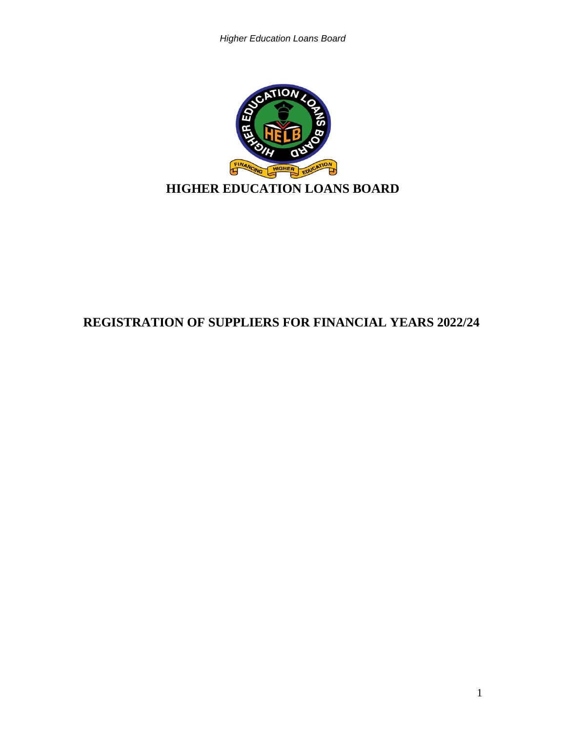# HIGHER EDUCATION LOANS BOARD

## REGISTRATION OF SUPPLIERS FOR FINANCIAL YEARS 2022/24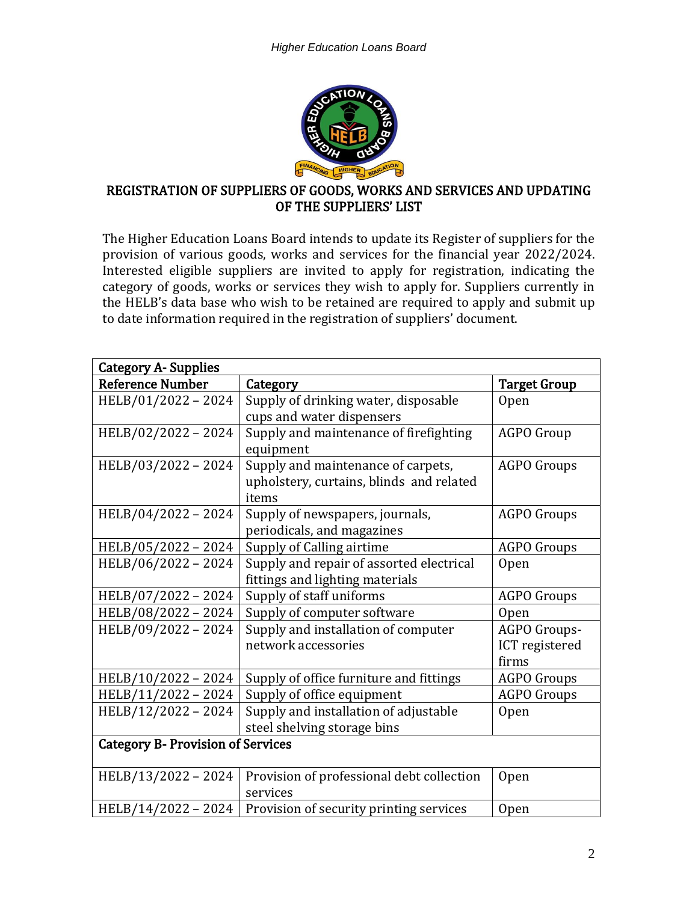## REGISTRATION OF SUPPLIERS OF GOODS, WORKS AND SERVICES AND UPDATING OF THE SUPPLIERS' LIST

The Higher Education Loans Board intends to update its Register of suppliers for the provision of various goods, works and services for the financial year 2022/2024. Interested eligible suppliers are invited to apply for registration, indicating the category of goods, works or services they wish to apply for. Suppliers currently in the HELB's data base who wish to be retained are required to apply and submit up to date information required in the registration of suppliers' document.

| **Category A- Supplies** | | |
|---|---|---|
| **Reference Number** | **Category** | **Target Group** |
| HELB/01/2022 – 2024 | Supply of drinking water, disposable cups and water dispensers | Open |
| HELB/02/2022 – 2024 | Supply and maintenance of firefighting equipment | AGPO Group |
| HELB/03/2022 – 2024 | Supply and maintenance of carpets, upholstery, curtains, blinds and related items | AGPO Groups |
| HELB/04/2022 – 2024 | Supply of newspapers, journals, periodicals, and magazines | AGPO Groups |
| HELB/05/2022 – 2024 | Supply of Calling airtime | AGPO Groups |
| HELB/06/2022 – 2024 | Supply and repair of assorted electrical fittings and lighting materials | Open |
| HELB/07/2022 – 2024 | Supply of staff uniforms | AGPO Groups |
| HELB/08/2022 – 2024 | Supply of computer software | Open |
| HELB/09/2022 – 2024 | Supply and installation of computer network accessories | AGPO Groups- ICT registered firms |
| HELB/10/2022 – 2024 | Supply of office furniture and fittings | AGPO Groups |
| HELB/11/2022 – 2024 | Supply of office equipment | AGPO Groups |
| HELB/12/2022 – 2024 | Supply and installation of adjustable steel shelving storage bins | Open |
| **Category B- Provision of Services** | | |
| HELB/13/2022 – 2024 | Provision of professional debt collection services | Open |
| HELB/14/2022 – 2024 | Provision of security printing services | Open |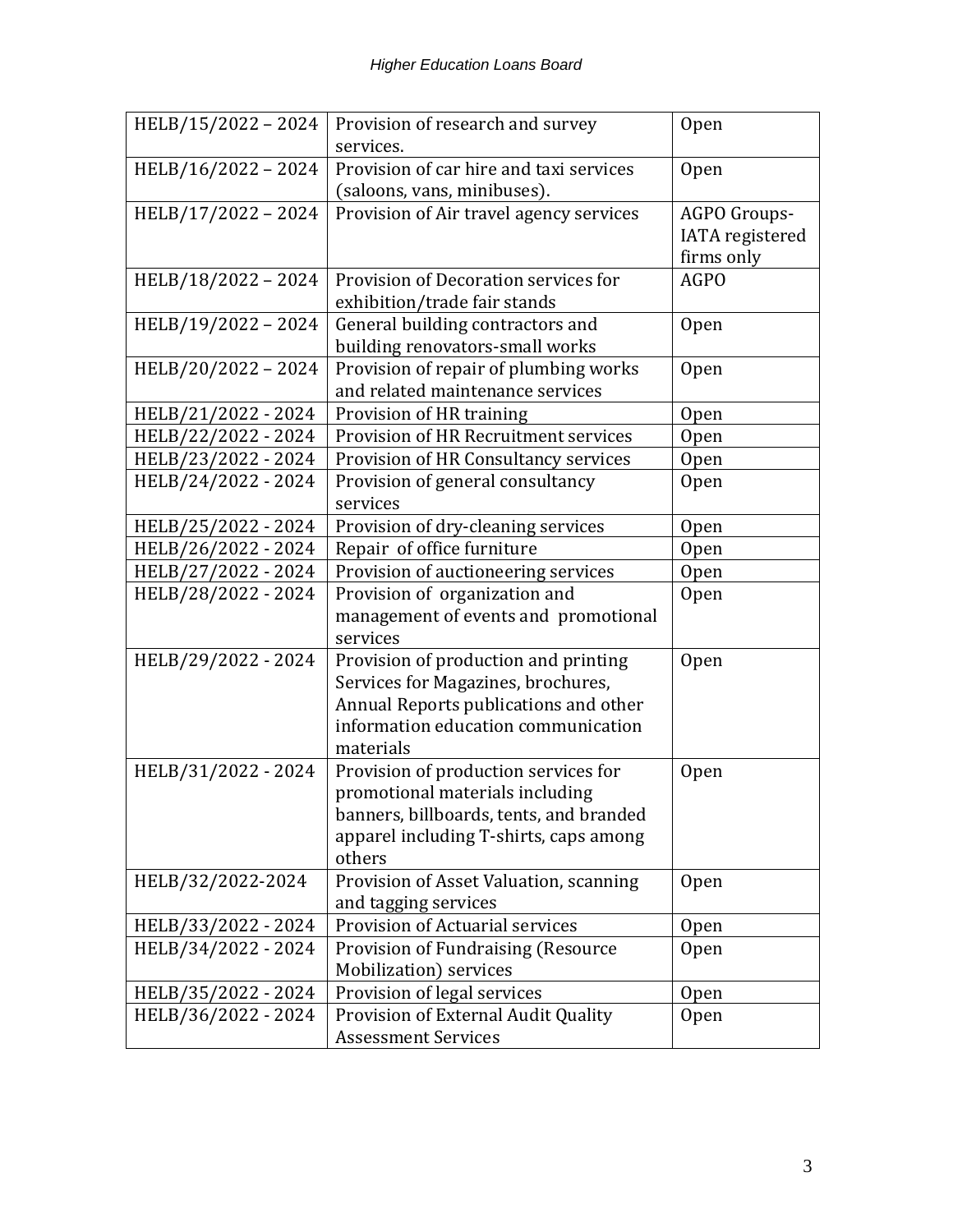| HELB/15/2022 – 2024 | Provision of research and survey services. | Open |
|---|---|---|
| HELB/16/2022 – 2024 | Provision of car hire and taxi services (saloons, vans, minibuses). | Open |
| HELB/17/2022 – 2024 | Provision of Air travel agency services | AGPO Groups- IATA registered firms only |
| HELB/18/2022 – 2024 | Provision of Decoration services for exhibition/trade fair stands | AGPO |
| HELB/19/2022 – 2024 | General building contractors and building renovators-small works | Open |
| HELB/20/2022 – 2024 | Provision of repair of plumbing works and related maintenance services | Open |
| HELB/21/2022 - 2024 | Provision of HR training | Open |
| HELB/22/2022 - 2024 | Provision of HR Recruitment services | Open |
| HELB/23/2022 - 2024 | Provision of HR Consultancy services | Open |
| HELB/24/2022 - 2024 | Provision of general consultancy services | Open |
| HELB/25/2022 - 2024 | Provision of dry-cleaning services | Open |
| HELB/26/2022 - 2024 | Repair of office furniture | Open |
| HELB/27/2022 - 2024 | Provision of auctioneering services | Open |
| HELB/28/2022 - 2024 | Provision of organization and management of events and promotional services | Open |
| HELB/29/2022 - 2024 | Provision of production and printing Services for Magazines, brochures, Annual Reports publications and other information education communication materials | Open |
| HELB/31/2022 - 2024 | Provision of production services for promotional materials including banners, billboards, tents, and branded apparel including T-shirts, caps among others | Open |
| HELB/32/2022-2024 | Provision of Asset Valuation, scanning and tagging services | Open |
| HELB/33/2022 - 2024 | Provision of Actuarial services | Open |
| HELB/34/2022 - 2024 | Provision of Fundraising (Resource Mobilization) services | Open |
| HELB/35/2022 - 2024 | Provision of legal services | Open |
| HELB/36/2022 - 2024 | Provision of External Audit Quality Assessment Services | Open |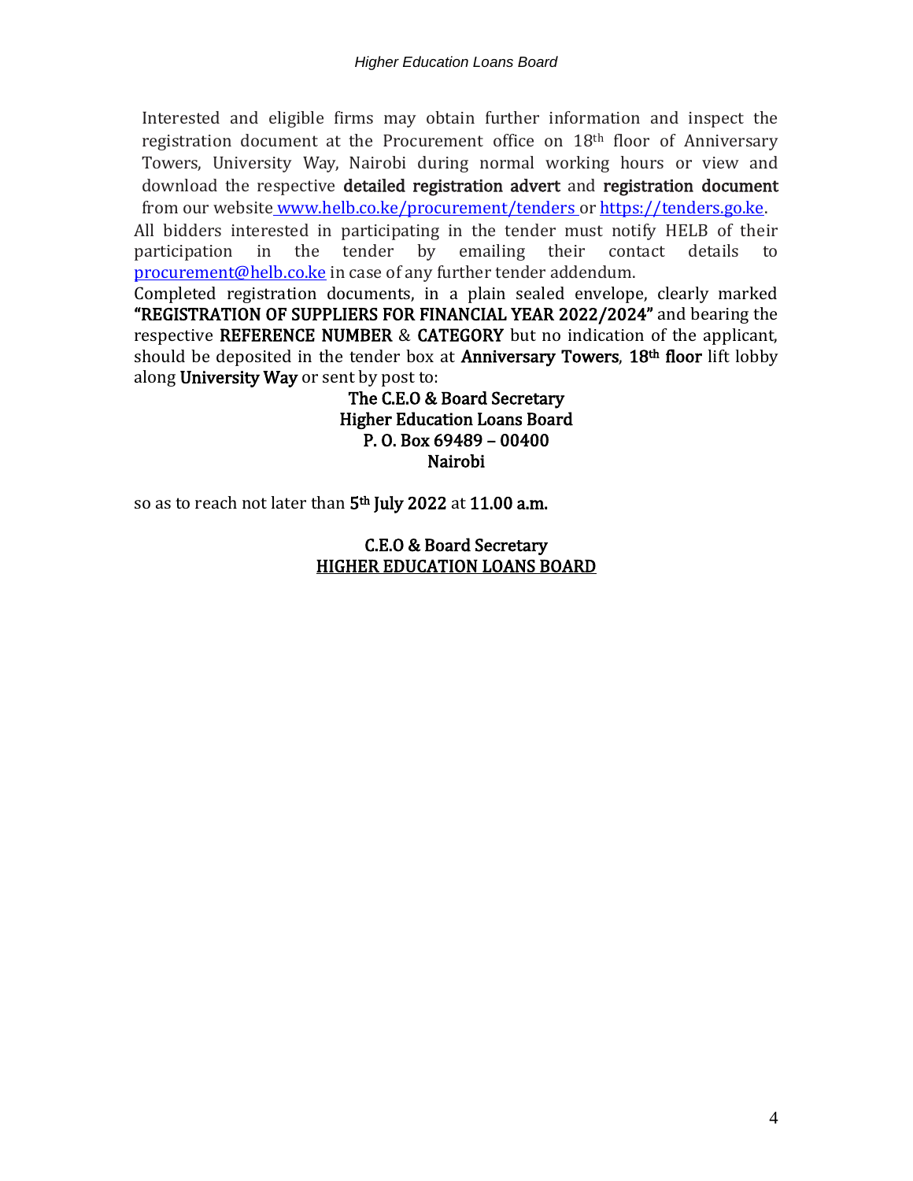Interested and eligible firms may obtain further information and inspect the registration document at the Procurement office on 18th floor of Anniversary Towers, University Way, Nairobi during normal working hours or view and download the respective **detailed registration advert** and **registration document** from our website www.helb.co.ke/procurement/tenders or https://tenders.go.ke.

All bidders interested in participating in the tender must notify HELB of their participation in the tender by emailing their contact details to procurement@helb.co.ke in case of any further tender addendum.

Completed registration documents, in a plain sealed envelope, clearly marked **"REGISTRATION OF SUPPLIERS FOR FINANCIAL YEAR 2022/2024"** and bearing the respective **REFERENCE NUMBER** & **CATEGORY** but no indication of the applicant, should be deposited in the tender box at **Anniversary Towers**, **18th floor** lift lobby along **University Way** or sent by post to:

**The C.E.O & Board Secretary**
**Higher Education Loans Board**
**P. O. Box 69489 – 00400**
**Nairobi**

so as to reach not later than **5th July 2022** at **11.00 a.m.**

**C.E.O & Board Secretary**
**HIGHER EDUCATION LOANS BOARD**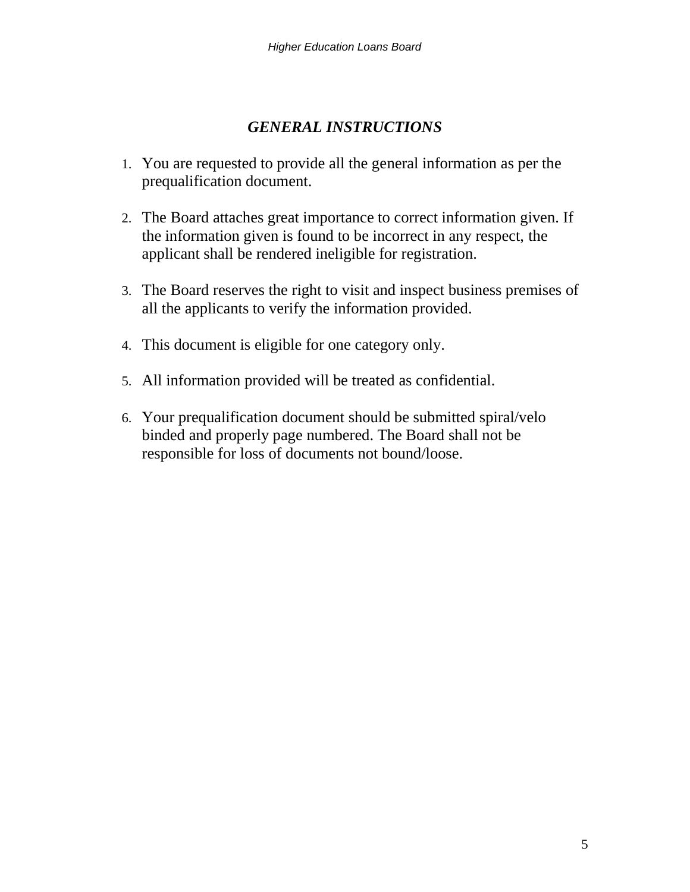## *GENERAL INSTRUCTIONS*

1. You are requested to provide all the general information as per the prequalification document.

2. The Board attaches great importance to correct information given. If the information given is found to be incorrect in any respect, the applicant shall be rendered ineligible for registration.

3. The Board reserves the right to visit and inspect business premises of all the applicants to verify the information provided.

4. This document is eligible for one category only.

5. All information provided will be treated as confidential.

6. Your prequalification document should be submitted spiral/velo binded and properly page numbered. The Board shall not be responsible for loss of documents not bound/loose.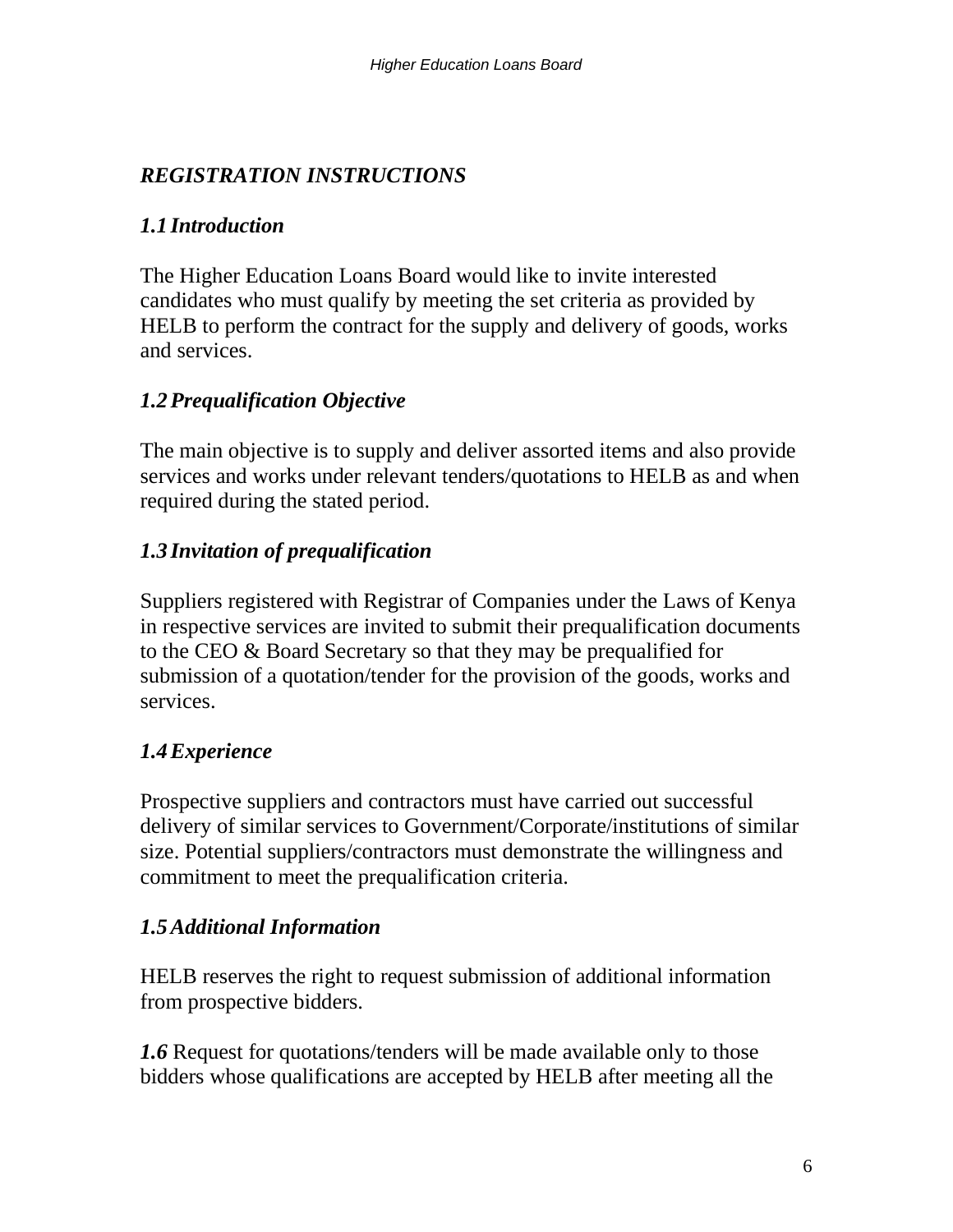## *REGISTRATION INSTRUCTIONS*

### *1.1 Introduction*

The Higher Education Loans Board would like to invite interested candidates who must qualify by meeting the set criteria as provided by HELB to perform the contract for the supply and delivery of goods, works and services.

### *1.2 Prequalification Objective*

The main objective is to supply and deliver assorted items and also provide services and works under relevant tenders/quotations to HELB as and when required during the stated period.

### *1.3 Invitation of prequalification*

Suppliers registered with Registrar of Companies under the Laws of Kenya in respective services are invited to submit their prequalification documents to the CEO & Board Secretary so that they may be prequalified for submission of a quotation/tender for the provision of the goods, works and services.

### *1.4 Experience*

Prospective suppliers and contractors must have carried out successful delivery of similar services to Government/Corporate/institutions of similar size. Potential suppliers/contractors must demonstrate the willingness and commitment to meet the prequalification criteria.

### *1.5 Additional Information*

HELB reserves the right to request submission of additional information from prospective bidders.

***1.6*** Request for quotations/tenders will be made available only to those bidders whose qualifications are accepted by HELB after meeting all the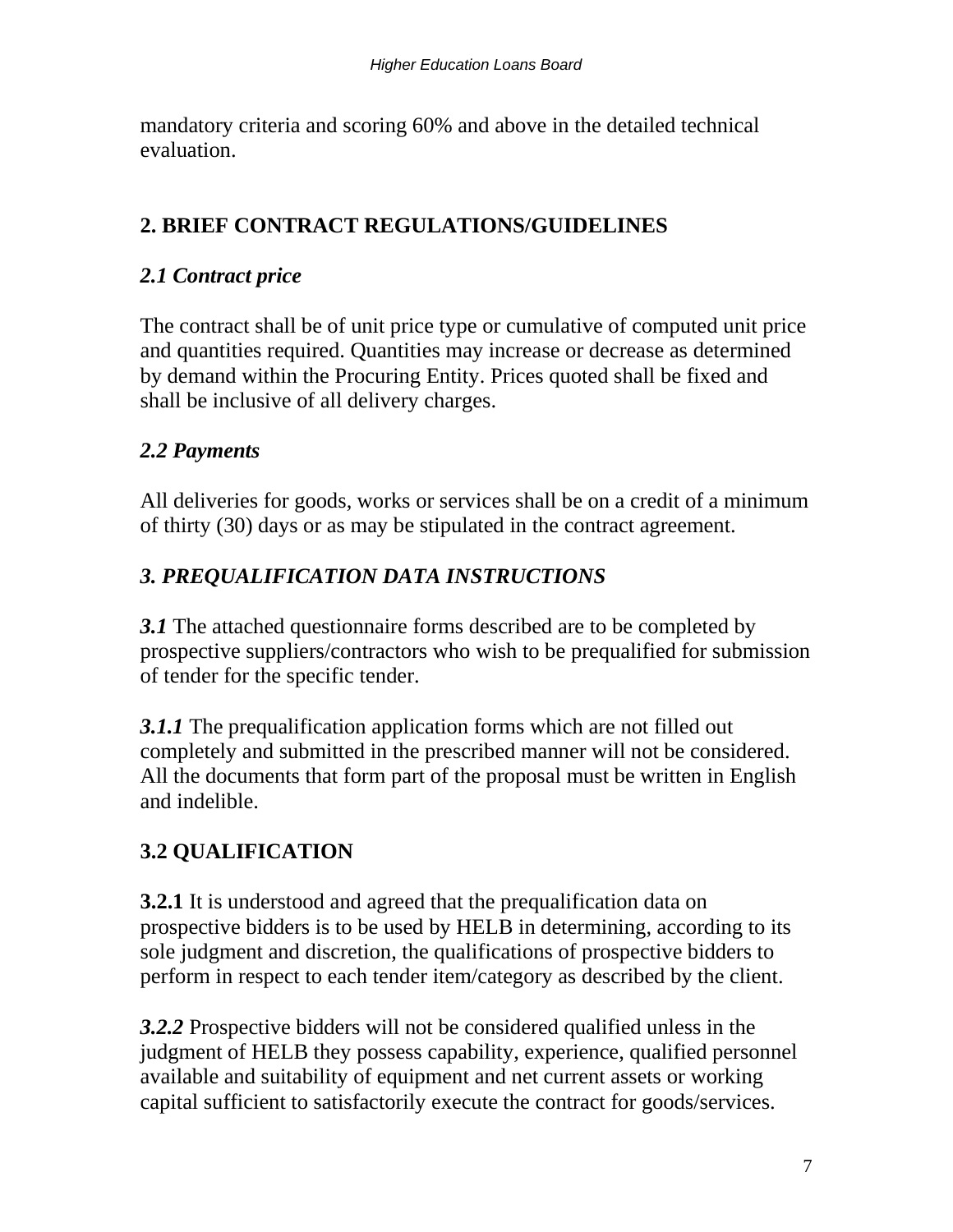mandatory criteria and scoring 60% and above in the detailed technical evaluation.

## 2. BRIEF CONTRACT REGULATIONS/GUIDELINES

### *2.1 Contract price*

The contract shall be of unit price type or cumulative of computed unit price and quantities required. Quantities may increase or decrease as determined by demand within the Procuring Entity. Prices quoted shall be fixed and shall be inclusive of all delivery charges.

### *2.2 Payments*

All deliveries for goods, works or services shall be on a credit of a minimum of thirty (30) days or as may be stipulated in the contract agreement.

## *3. PREQUALIFICATION DATA INSTRUCTIONS*

***3.1*** The attached questionnaire forms described are to be completed by prospective suppliers/contractors who wish to be prequalified for submission of tender for the specific tender.

***3.1.1*** The prequalification application forms which are not filled out completely and submitted in the prescribed manner will not be considered. All the documents that form part of the proposal must be written in English and indelible.

### 3.2 QUALIFICATION

**3.2.1** It is understood and agreed that the prequalification data on prospective bidders is to be used by HELB in determining, according to its sole judgment and discretion, the qualifications of prospective bidders to perform in respect to each tender item/category as described by the client.

***3.2.2*** Prospective bidders will not be considered qualified unless in the judgment of HELB they possess capability, experience, qualified personnel available and suitability of equipment and net current assets or working capital sufficient to satisfactorily execute the contract for goods/services.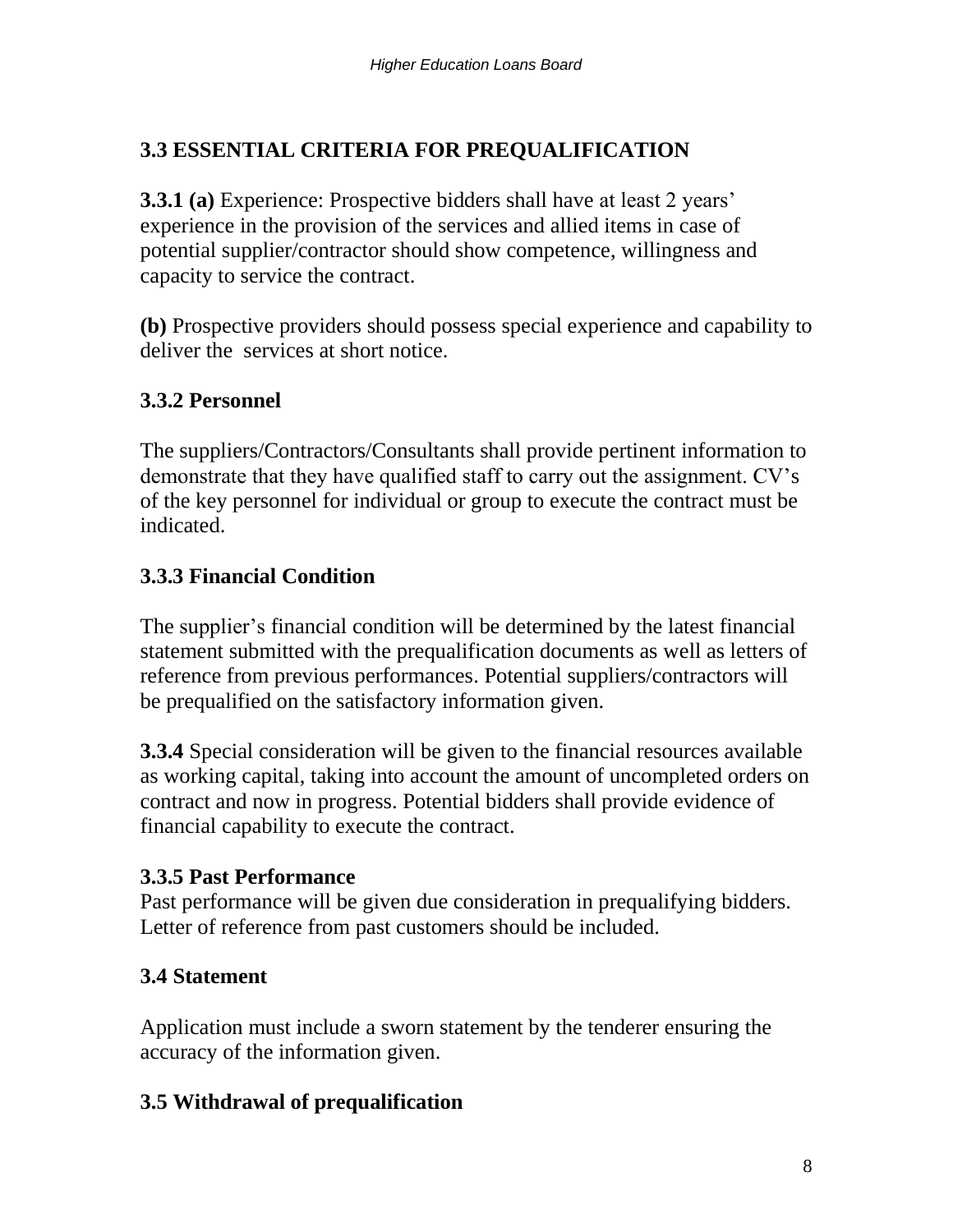## 3.3 ESSENTIAL CRITERIA FOR PREQUALIFICATION

**3.3.1 (a)** Experience: Prospective bidders shall have at least 2 years' experience in the provision of the services and allied items in case of potential supplier/contractor should show competence, willingness and capacity to service the contract.

**(b)** Prospective providers should possess special experience and capability to deliver the services at short notice.

### 3.3.2 Personnel

The suppliers/Contractors/Consultants shall provide pertinent information to demonstrate that they have qualified staff to carry out the assignment. CV's of the key personnel for individual or group to execute the contract must be indicated.

### 3.3.3 Financial Condition

The supplier's financial condition will be determined by the latest financial statement submitted with the prequalification documents as well as letters of reference from previous performances. Potential suppliers/contractors will be prequalified on the satisfactory information given.

**3.3.4** Special consideration will be given to the financial resources available as working capital, taking into account the amount of uncompleted orders on contract and now in progress. Potential bidders shall provide evidence of financial capability to execute the contract.

### 3.3.5 Past Performance

Past performance will be given due consideration in prequalifying bidders. Letter of reference from past customers should be included.

### 3.4 Statement

Application must include a sworn statement by the tenderer ensuring the accuracy of the information given.

### 3.5 Withdrawal of prequalification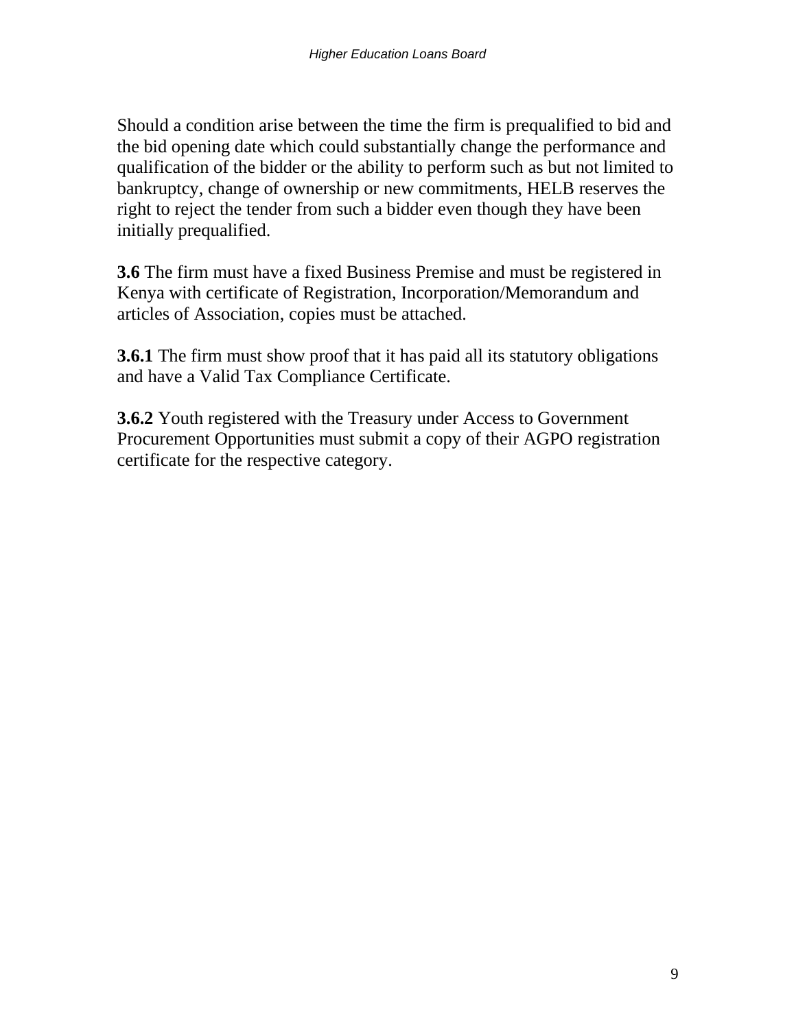Should a condition arise between the time the firm is prequalified to bid and the bid opening date which could substantially change the performance and qualification of the bidder or the ability to perform such as but not limited to bankruptcy, change of ownership or new commitments, HELB reserves the right to reject the tender from such a bidder even though they have been initially prequalified.

**3.6** The firm must have a fixed Business Premise and must be registered in Kenya with certificate of Registration, Incorporation/Memorandum and articles of Association, copies must be attached.

**3.6.1** The firm must show proof that it has paid all its statutory obligations and have a Valid Tax Compliance Certificate.

**3.6.2** Youth registered with the Treasury under Access to Government Procurement Opportunities must submit a copy of their AGPO registration certificate for the respective category.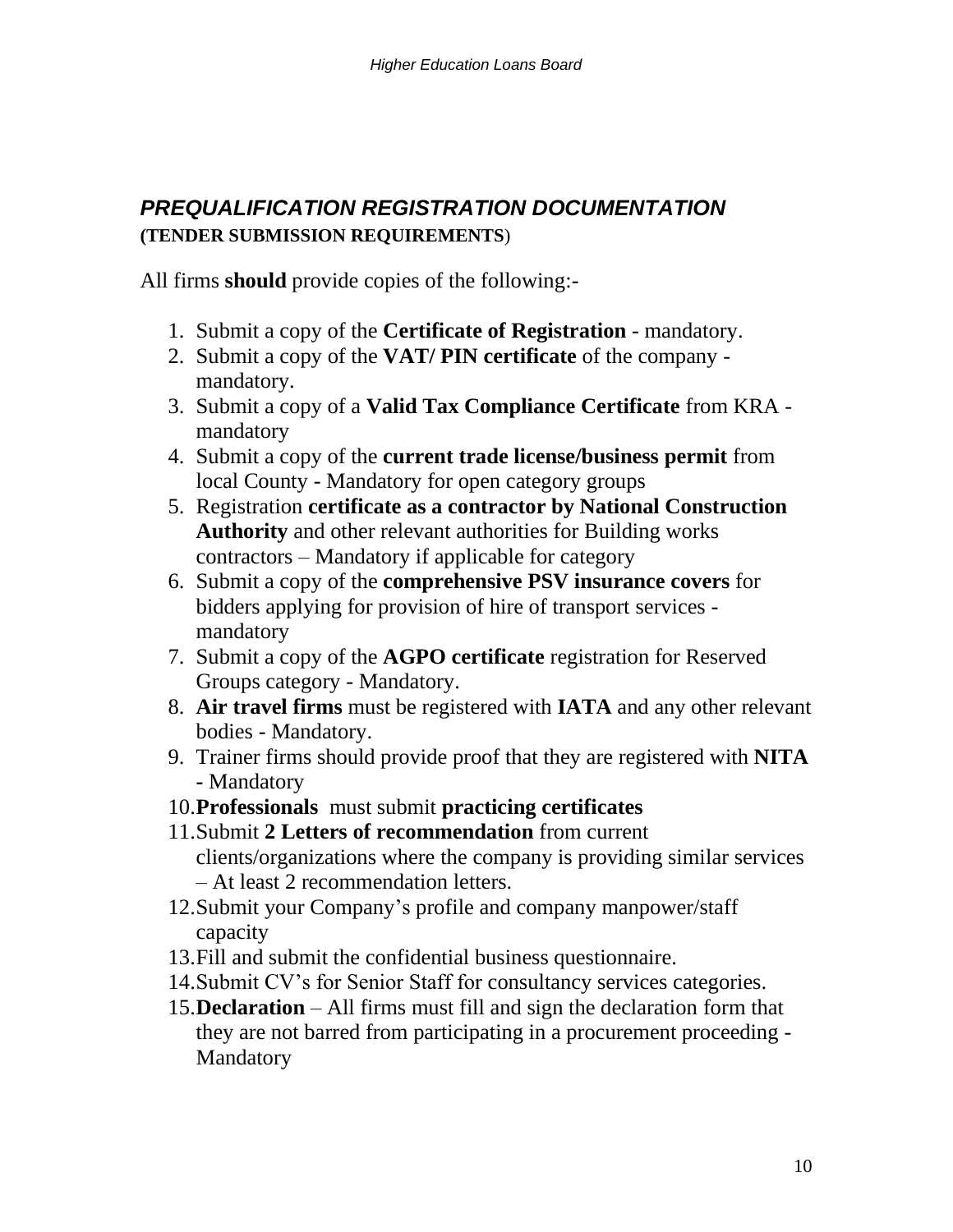## *PREQUALIFICATION REGISTRATION DOCUMENTATION*

**(TENDER SUBMISSION REQUIREMENTS**)

All firms **should** provide copies of the following:-

1. Submit a copy of the **Certificate of Registration** - mandatory.
2. Submit a copy of the **VAT/ PIN certificate** of the company - mandatory.
3. Submit a copy of a **Valid Tax Compliance Certificate** from KRA - mandatory
4. Submit a copy of the **current trade license/business permit** from local County - Mandatory for open category groups
5. Registration **certificate as a contractor by National Construction Authority** and other relevant authorities for Building works contractors – Mandatory if applicable for category
6. Submit a copy of the **comprehensive PSV insurance covers** for bidders applying for provision of hire of transport services - mandatory
7. Submit a copy of the **AGPO certificate** registration for Reserved Groups category - Mandatory.
8. **Air travel firms** must be registered with **IATA** and any other relevant bodies - Mandatory.
9. Trainer firms should provide proof that they are registered with **NITA -** Mandatory
10. **Professionals** must submit **practicing certificates**
11. Submit **2 Letters of recommendation** from current clients/organizations where the company is providing similar services – At least 2 recommendation letters.
12. Submit your Company's profile and company manpower/staff capacity
13. Fill and submit the confidential business questionnaire.
14. Submit CV's for Senior Staff for consultancy services categories.
15. **Declaration** – All firms must fill and sign the declaration form that they are not barred from participating in a procurement proceeding - Mandatory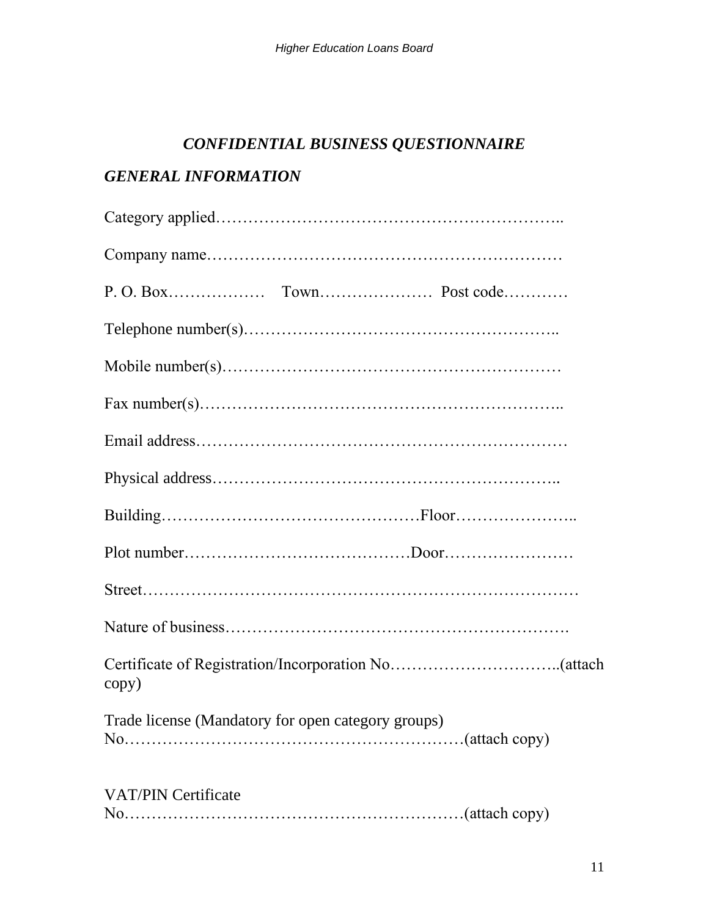## *CONFIDENTIAL BUSINESS QUESTIONNAIRE*

### *GENERAL INFORMATION*

Category applied………………………………………………………..

Company name…………………………………………………………

P. O. Box……………… Town………………… Post code…………

Telephone number(s)…………………………………………………..

Mobile number(s)………………………………………………………

Fax number(s)…………………………………………………………..

Email address……………………………………………………………

Physical address………………………………………………………..

Building…………………………………………Floor…………………..

Plot number……………………………………Door……………………

Street……………………………………………………………………

Nature of business……………………………………………………….

Certificate of Registration/Incorporation No…………………………..(attach copy)

Trade license (Mandatory for open category groups) No……………………………………………………(attach copy)

VAT/PIN Certificate No……………………………………………………(attach copy)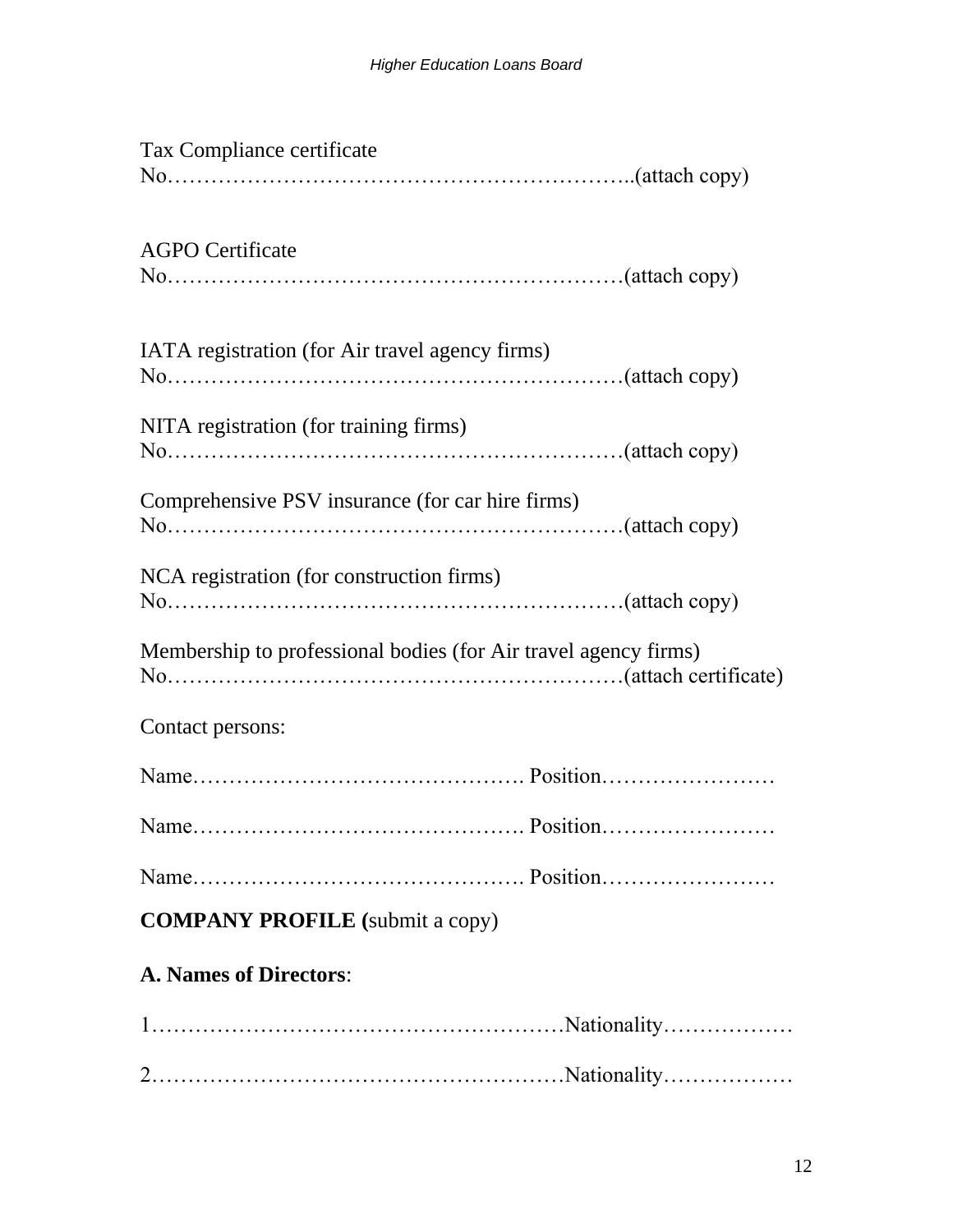Tax Compliance certificate No……………………………………………………..(attach copy)

AGPO Certificate No……………………………………………………(attach copy)

IATA registration (for Air travel agency firms) No……………………………………………………(attach copy)

NITA registration (for training firms) No……………………………………………………(attach copy)

Comprehensive PSV insurance (for car hire firms) No……………………………………………………(attach copy)

NCA registration (for construction firms) No……………………………………………………(attach copy)

Membership to professional bodies (for Air travel agency firms) No……………………………………………………(attach certificate)

Contact persons:

Name………………………………………. Position……………………

Name………………………………………. Position……………………

Name………………………………………. Position……………………

**COMPANY PROFILE (**submit a copy)

**A. Names of Directors**:

1………………………………………………Nationality………………

2………………………………………………Nationality………………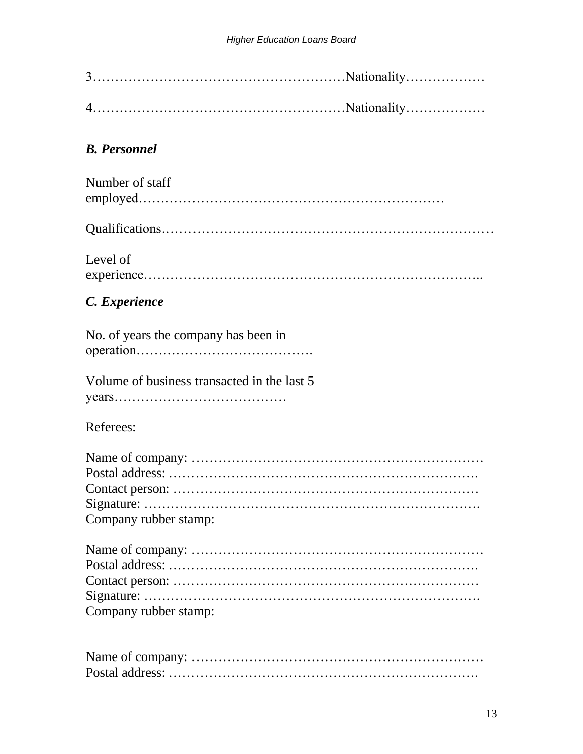3…………………………………………………Nationality………………

4…………………………………………………Nationality………………

### *B. Personnel*

Number of staff employed……………………………………………………………

Qualifications…………………………………………………………………

Level of experience…………………………………………………………………..

### *C. Experience*

No. of years the company has been in operation………………………………….

Volume of business transacted in the last 5 years…………………………………

Referees:

Name of company: …………………………………………………………
Postal address: …………………………………………………………….
Contact person: ……………………………………………………………
Signature: ………………………………………………………………….
Company rubber stamp:

Name of company: …………………………………………………………
Postal address: …………………………………………………………….
Contact person: ……………………………………………………………
Signature: ………………………………………………………………….
Company rubber stamp:

Name of company: …………………………………………………………
Postal address: …………………………………………………………….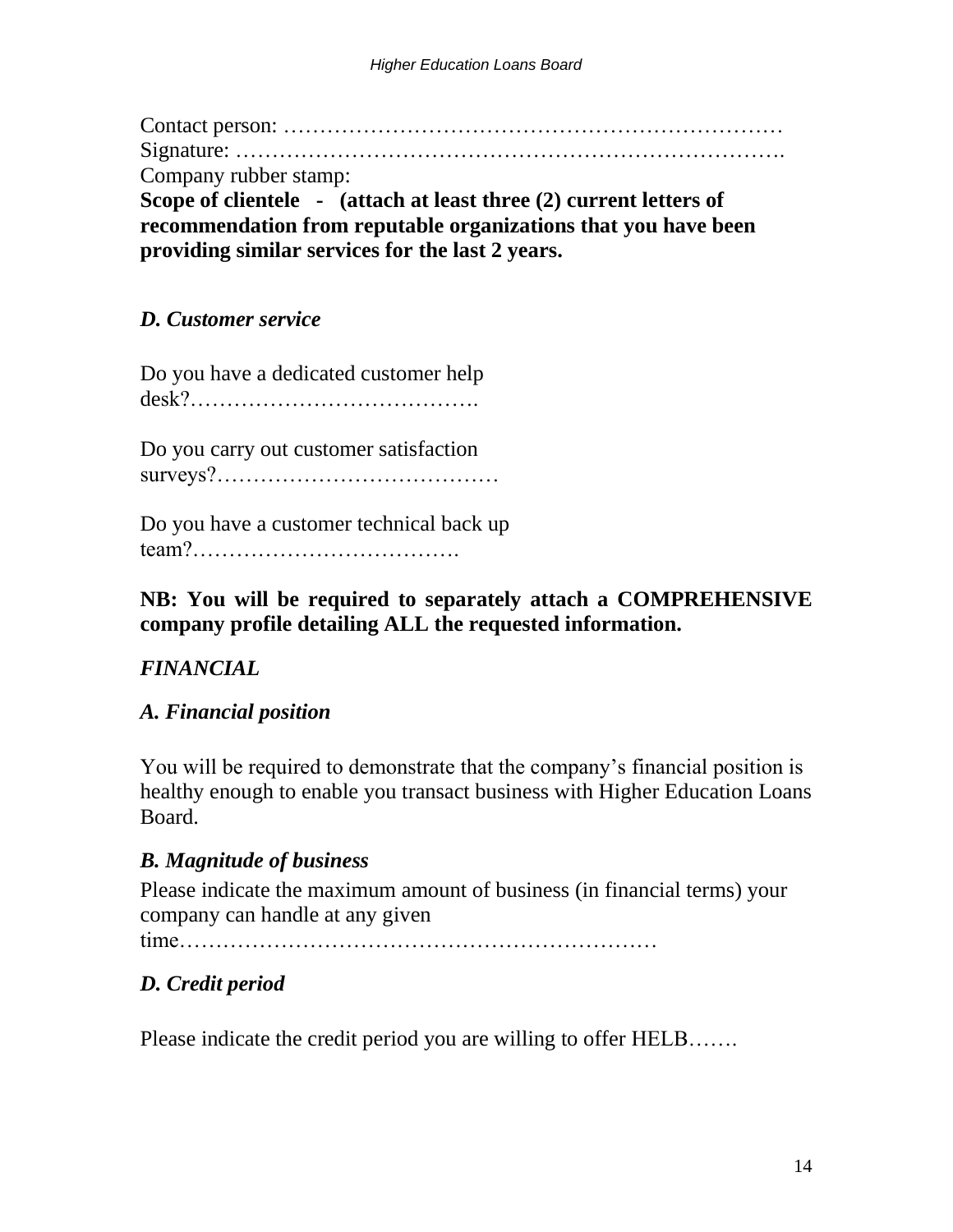Contact person: ……………………………………………………………
Signature: ………………………………………………………………….
Company rubber stamp:
**Scope of clientele - (attach at least three (2) current letters of recommendation from reputable organizations that you have been providing similar services for the last 2 years.**

### *D. Customer service*

Do you have a dedicated customer help desk?………………………………….

Do you carry out customer satisfaction surveys?…………………………………

Do you have a customer technical back up team?……………………………….

**NB: You will be required to separately attach a COMPREHENSIVE company profile detailing ALL the requested information.**

## *FINANCIAL*

### *A. Financial position*

You will be required to demonstrate that the company's financial position is healthy enough to enable you transact business with Higher Education Loans Board.

### *B. Magnitude of business*

Please indicate the maximum amount of business (in financial terms) your company can handle at any given time……………………………………………………………

### *D. Credit period*

Please indicate the credit period you are willing to offer HELB…….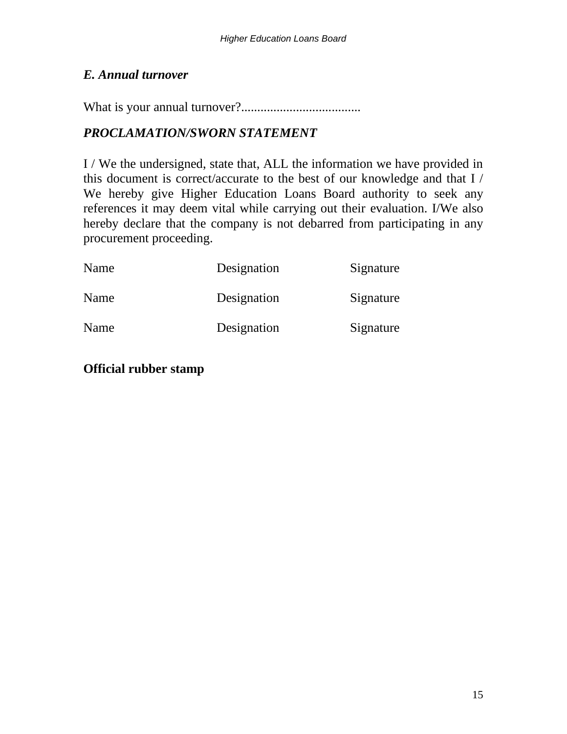### *E. Annual turnover*

What is your annual turnover?....................................

### *PROCLAMATION/SWORN STATEMENT*

I / We the undersigned, state that, ALL the information we have provided in this document is correct/accurate to the best of our knowledge and that I / We hereby give Higher Education Loans Board authority to seek any references it may deem vital while carrying out their evaluation. I/We also hereby declare that the company is not debarred from participating in any procurement proceeding.

| Name | Designation | Signature |
|---|---|---|
| Name | Designation | Signature |
| Name | Designation | Signature |

**Official rubber stamp**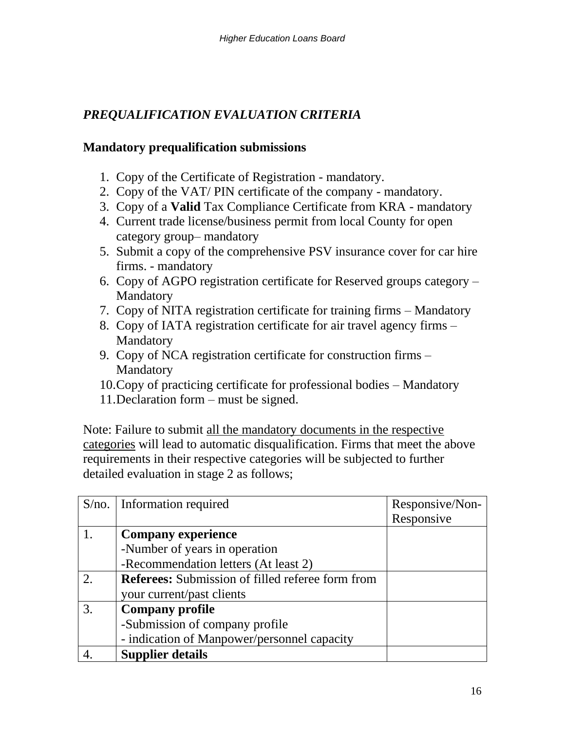## *PREQUALIFICATION EVALUATION CRITERIA*

### Mandatory prequalification submissions

1. Copy of the Certificate of Registration - mandatory.
2. Copy of the VAT/ PIN certificate of the company - mandatory.
3. Copy of a **Valid** Tax Compliance Certificate from KRA - mandatory
4. Current trade license/business permit from local County for open category group– mandatory
5. Submit a copy of the comprehensive PSV insurance cover for car hire firms. - mandatory
6. Copy of AGPO registration certificate for Reserved groups category – Mandatory
7. Copy of NITA registration certificate for training firms – Mandatory
8. Copy of IATA registration certificate for air travel agency firms – Mandatory
9. Copy of NCA registration certificate for construction firms – Mandatory
10. Copy of practicing certificate for professional bodies – Mandatory
11. Declaration form – must be signed.

Note: Failure to submit all the mandatory documents in the respective categories will lead to automatic disqualification. Firms that meet the above requirements in their respective categories will be subjected to further detailed evaluation in stage 2 as follows;

| S/no. | Information required | Responsive/Non-Responsive |
|---|---|---|
| 1. | **Company experience**<br>-Number of years in operation<br>-Recommendation letters (At least 2) | |
| 2. | **Referees:** Submission of filled referee form from your current/past clients | |
| 3. | **Company profile**<br>-Submission of company profile<br>- indication of Manpower/personnel capacity | |
| 4. | **Supplier details** | |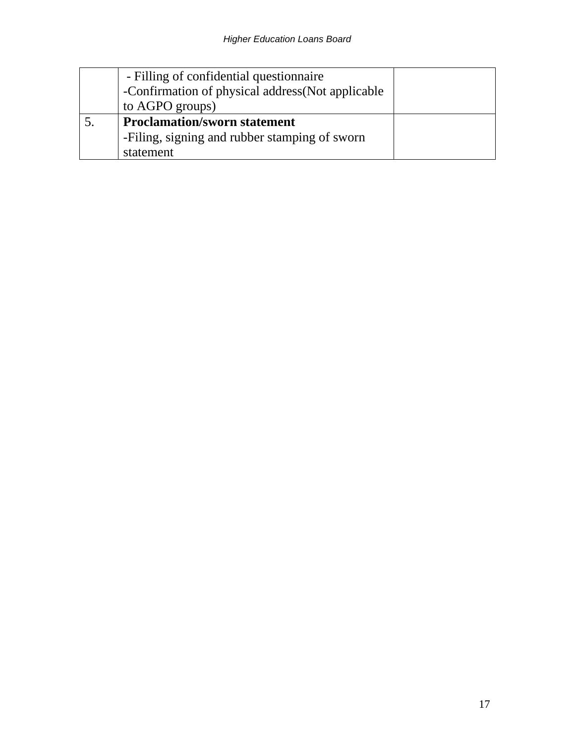| | | |
|---|---|---|
| | - Filling of confidential questionnaire<br>-Confirmation of physical address(Not applicable to AGPO groups) | |
| 5. | **Proclamation/sworn statement**<br>-Filing, signing and rubber stamping of sworn statement | |